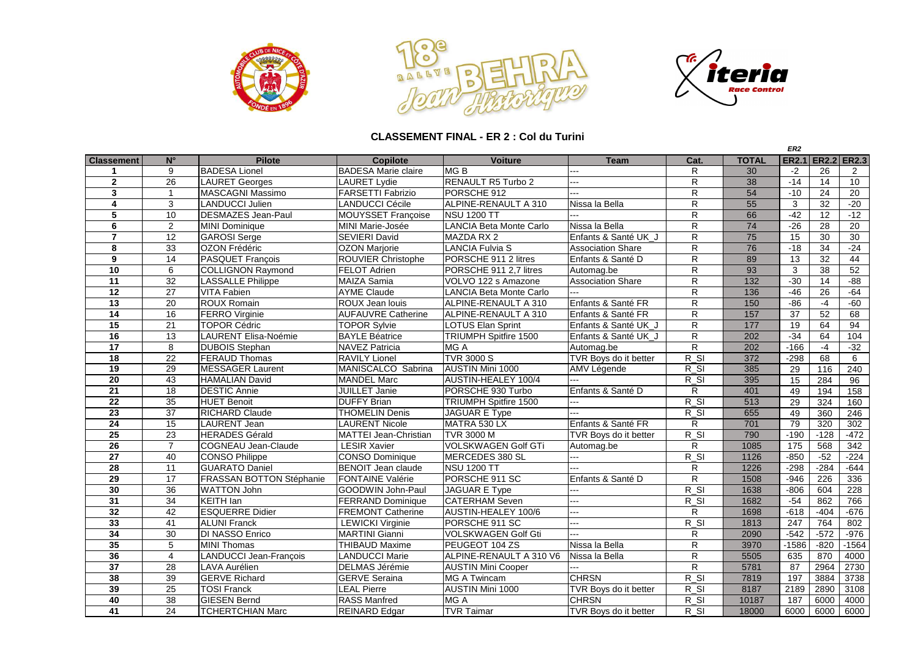## CLASSEMENT FINAL - ER 2 : Col du Turini

| Classement | N° | Pilote | Copilote | Voiture | Team | Cat. | TOTAL | ER2.1 | ER2.2 | ER2.3 |
|---|---|---|---|---|---|---|---|---|---|---|
| 1 | 9 | BADESA Lionel | BADESA Marie claire | MG B | --- | R | 30 | -2 | 26 | 2 |
| 2 | 26 | LAURET Georges | LAURET Lydie | RENAULT R5 Turbo 2 | --- | R | 38 | -14 | 14 | 10 |
| 3 | 1 | MASCAGNI Massimo | FARSETTI Fabrizio | PORSCHE 912 | --- | R | 54 | -10 | 24 | 20 |
| 4 | 3 | LANDUCCI Julien | LANDUCCI Cécile | ALPINE-RENAULT A 310 | Nissa la Bella | R | 55 | 3 | 32 | -20 |
| 5 | 10 | DESMAZES Jean-Paul | MOUYSSET Françoise | NSU 1200 TT | --- | R | 66 | -42 | 12 | -12 |
| 6 | 2 | MINI Dominique | MINI Marie-Josée | LANCIA Beta Monte Carlo | Nissa la Bella | R | 74 | -26 | 28 | 20 |
| 7 | 12 | GAROSI Serge | SEVIERI David | MAZDA RX 2 | Enfants & Santé UK_J | R | 75 | 15 | 30 | 30 |
| 8 | 33 | OZON Frédéric | OZON Marjorie | LANCIA Fulvia S | Association Share | R | 76 | -18 | 34 | -24 |
| 9 | 14 | PASQUET François | ROUVIER Christophe | PORSCHE 911 2 litres | Enfants & Santé D | R | 89 | 13 | 32 | 44 |
| 10 | 6 | COLLIGNON Raymond | FELOT Adrien | PORSCHE 911 2,7 litres | Automag.be | R | 93 | 3 | 38 | 52 |
| 11 | 32 | LASSALLE Philippe | MAIZA Samia | VOLVO 122 s Amazone | Association Share | R | 132 | -30 | 14 | -88 |
| 12 | 27 | VITA Fabien | AYME Claude | LANCIA Beta Monte Carlo | --- | R | 136 | -46 | 26 | -64 |
| 13 | 20 | ROUX Romain | ROUX Jean louis | ALPINE-RENAULT A 310 | Enfants & Santé FR | R | 150 | -86 | -4 | -60 |
| 14 | 16 | FERRO Virginie | AUFAUVRE Catherine | ALPINE-RENAULT A 310 | Enfants & Santé FR | R | 157 | 37 | 52 | 68 |
| 15 | 21 | TOPOR Cédric | TOPOR Sylvie | LOTUS Elan Sprint | Enfants & Santé UK_J | R | 177 | 19 | 64 | 94 |
| 16 | 13 | LAURENT Elisa-Noémie | BAYLE Béatrice | TRIUMPH Spitfire 1500 | Enfants & Santé UK_J | R | 202 | -34 | 64 | 104 |
| 17 | 8 | DUBOIS Stephan | NAVEZ Patricia | MG A | Automag.be | R | 202 | -166 | -4 | -32 |
| 18 | 22 | FERAUD Thomas | RAVILY Lionel | TVR 3000 S | TVR Boys do it better | R_SI | 372 | -298 | 68 | 6 |
| 19 | 29 | MESSAGER Laurent | MANISCALCO Sabrina | AUSTIN Mini 1000 | AMV Légende | R_SI | 385 | 29 | 116 | 240 |
| 20 | 43 | HAMALIAN David | MANDEL Marc | AUSTIN-HEALEY 100/4 | --- | R_SI | 395 | 15 | 284 | 96 |
| 21 | 18 | DESTIC Annie | JUILLET Janie | PORSCHE 930 Turbo | Enfants & Santé D | R | 401 | 49 | 194 | 158 |
| 22 | 35 | HUET Benoit | DUFFY Brian | TRIUMPH Spitfire 1500 | --- | R_SI | 513 | 29 | 324 | 160 |
| 23 | 37 | RICHARD Claude | THOMELIN Denis | JAGUAR E Type | --- | R_SI | 655 | 49 | 360 | 246 |
| 24 | 15 | LAURENT Jean | LAURENT Nicole | MATRA 530 LX | Enfants & Santé FR | R | 701 | 79 | 320 | 302 |
| 25 | 23 | HERADES Gérald | MATTEI Jean-Christian | TVR 3000 M | TVR Boys do it better | R_SI | 790 | -190 | -128 | -472 |
| 26 | 7 | COGNEAU Jean-Claude | LESIR Xavier | VOLKSWAGEN Golf GTi | Automag.be | R | 1085 | 175 | 568 | 342 |
| 27 | 40 | CONSO Philippe | CONSO Dominique | MERCEDES 380 SL | --- | R_SI | 1126 | -850 | -52 | -224 |
| 28 | 11 | GUARATO Daniel | BENOIT Jean claude | NSU 1200 TT | --- | R | 1226 | -298 | -284 | -644 |
| 29 | 17 | FRASSAN BOTTON Stéphanie | FONTAINE Valérie | PORSCHE 911 SC | Enfants & Santé D | R | 1508 | -946 | 226 | 336 |
| 30 | 36 | WATTON John | GOODWIN John-Paul | JAGUAR E Type | --- | R_SI | 1638 | -806 | 604 | 228 |
| 31 | 34 | KEITH Ian | FERRAND Dominique | CATERHAM Seven | --- | R_SI | 1682 | -54 | 862 | 766 |
| 32 | 42 | ESQUERRE Didier | FREMONT Catherine | AUSTIN-HEALEY 100/6 | --- | R | 1698 | -618 | -404 | -676 |
| 33 | 41 | ALUNI Franck | LEWICKI Virginie | PORSCHE 911 SC | --- | R_SI | 1813 | 247 | 764 | 802 |
| 34 | 30 | DI NASSO Enrico | MARTINI Gianni | VOLKSWAGEN Golf Gti | --- | R | 2090 | -542 | -572 | -976 |
| 35 | 5 | MINI Thomas | THIBAUD Maxime | PEUGEOT 104 ZS | Nissa la Bella | R | 3970 | -1586 | -820 | -1564 |
| 36 | 4 | LANDUCCI Jean-François | LANDUCCI Marie | ALPINE-RENAULT A 310 V6 | Nissa la Bella | R | 5505 | 635 | 870 | 4000 |
| 37 | 28 | LAVA Aurélien | DELMAS Jérémie | AUSTIN Mini Cooper | --- | R | 5781 | 87 | 2964 | 2730 |
| 38 | 39 | GERVE Richard | GERVE Seraina | MG A Twincam | CHRSN | R_SI | 7819 | 197 | 3884 | 3738 |
| 39 | 25 | TOSI Franck | LEAL Pierre | AUSTIN Mini 1000 | TVR Boys do it better | R_SI | 8187 | 2189 | 2890 | 3108 |
| 40 | 38 | GIESEN Bernd | RASS Manfred | MG A | CHRSN | R_SI | 10187 | 187 | 6000 | 4000 |
| 41 | 24 | TCHERTCHIAN Marc | REINARD Edgar | TVR Taimar | TVR Boys do it better | R_SI | 18000 | 6000 | 6000 | 6000 |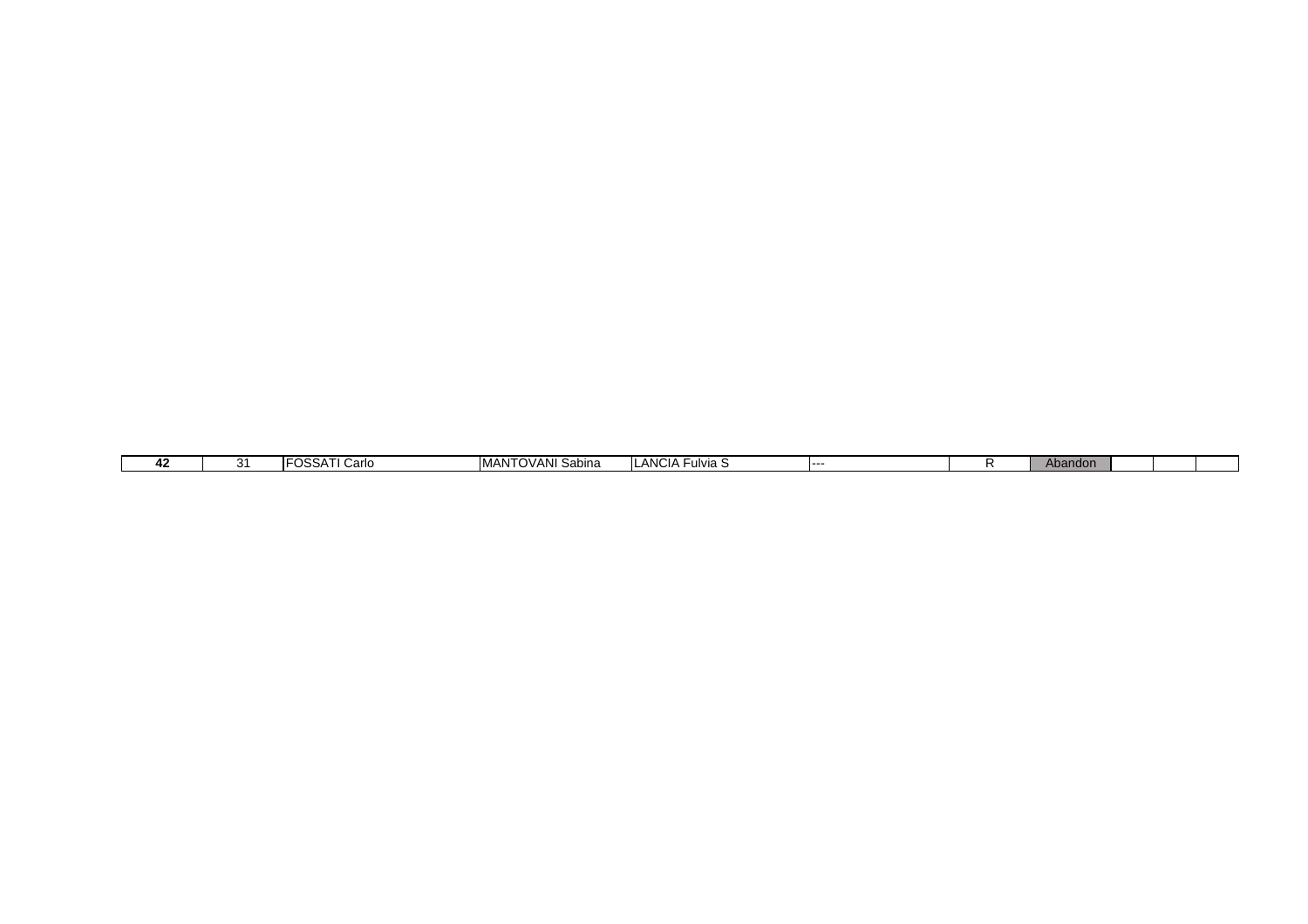| | | | | | | | | | | |
|---|---|---|---|---|---|---|---|---|---|---|
| **42** | 31 | FOSSATI Carlo | MANTOVANI Sabina | LANCIA Fulvia S | --- | R | Abandon | | | |